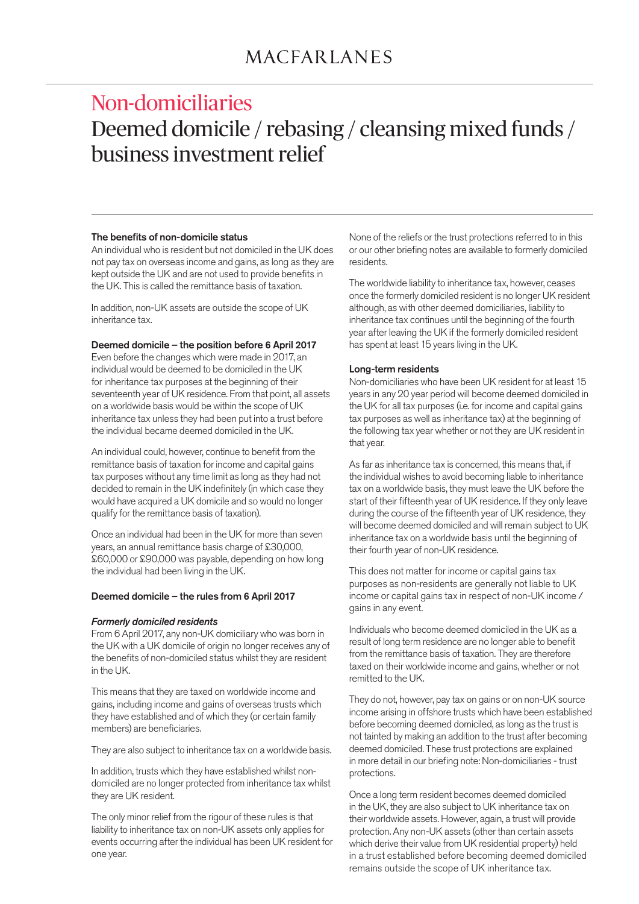# MACFARLANES

## Non-domiciliaries

# Deemed domicile / rebasing / cleansing mixed funds / business investment relief

**The benefits of non-domicile status**

An individual who is resident but not domiciled in the UK does not pay tax on overseas income and gains, as long as they are kept outside the UK and are not used to provide benefits in the UK. This is called the remittance basis of taxation.

In addition, non-UK assets are outside the scope of UK inheritance tax.

**Deemed domicile – the position before 6 April 2017**

Even before the changes which were made in 2017, an individual would be deemed to be domiciled in the UK for inheritance tax purposes at the beginning of their seventeenth year of UK residence. From that point, all assets on a worldwide basis would be within the scope of UK inheritance tax unless they had been put into a trust before the individual became deemed domiciled in the UK.

An individual could, however, continue to benefit from the remittance basis of taxation for income and capital gains tax purposes without any time limit as long as they had not decided to remain in the UK indefinitely (in which case they would have acquired a UK domicile and so would no longer qualify for the remittance basis of taxation).

Once an individual had been in the UK for more than seven years, an annual remittance basis charge of £30,000, £60,000 or £90,000 was payable, depending on how long the individual had been living in the UK.

**Deemed domicile – the rules from 6 April 2017**

***Formerly domiciled residents***

From 6 April 2017, any non-UK domiciliary who was born in the UK with a UK domicile of origin no longer receives any of the benefits of non-domiciled status whilst they are resident in the UK.

This means that they are taxed on worldwide income and gains, including income and gains of overseas trusts which they have established and of which they (or certain family members) are beneficiaries.

They are also subject to inheritance tax on a worldwide basis.

In addition, trusts which they have established whilst non-domiciled are no longer protected from inheritance tax whilst they are UK resident.

The only minor relief from the rigour of these rules is that liability to inheritance tax on non-UK assets only applies for events occurring after the individual has been UK resident for one year.

None of the reliefs or the trust protections referred to in this or our other briefing notes are available to formerly domiciled residents.

The worldwide liability to inheritance tax, however, ceases once the formerly domiciled resident is no longer UK resident although, as with other deemed domiciliaries, liability to inheritance tax continues until the beginning of the fourth year after leaving the UK if the formerly domiciled resident has spent at least 15 years living in the UK.

**Long-term residents**

Non-domiciliaries who have been UK resident for at least 15 years in any 20 year period will become deemed domiciled in the UK for all tax purposes (i.e. for income and capital gains tax purposes as well as inheritance tax) at the beginning of the following tax year whether or not they are UK resident in that year.

As far as inheritance tax is concerned, this means that, if the individual wishes to avoid becoming liable to inheritance tax on a worldwide basis, they must leave the UK before the start of their fifteenth year of UK residence. If they only leave during the course of the fifteenth year of UK residence, they will become deemed domiciled and will remain subject to UK inheritance tax on a worldwide basis until the beginning of their fourth year of non-UK residence.

This does not matter for income or capital gains tax purposes as non-residents are generally not liable to UK income or capital gains tax in respect of non-UK income / gains in any event.

Individuals who become deemed domiciled in the UK as a result of long term residence are no longer able to benefit from the remittance basis of taxation. They are therefore taxed on their worldwide income and gains, whether or not remitted to the UK.

They do not, however, pay tax on gains or on non-UK source income arising in offshore trusts which have been established before becoming deemed domiciled, as long as the trust is not tainted by making an addition to the trust after becoming deemed domiciled. These trust protections are explained in more detail in our briefing note: Non-domiciliaries - trust protections.

Once a long term resident becomes deemed domiciled in the UK, they are also subject to UK inheritance tax on their worldwide assets. However, again, a trust will provide protection. Any non-UK assets (other than certain assets which derive their value from UK residential property) held in a trust established before becoming deemed domiciled remains outside the scope of UK inheritance tax.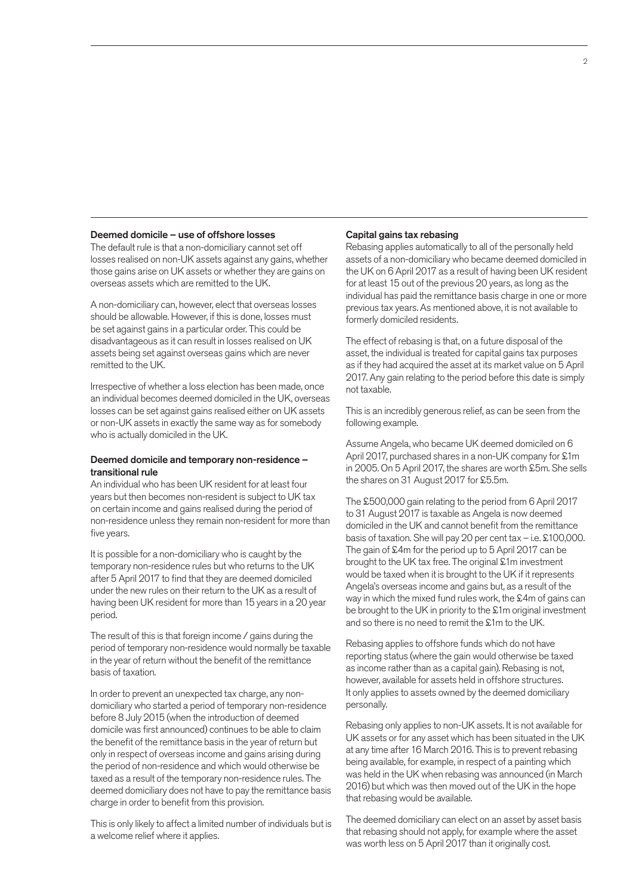### Deemed domicile – use of offshore losses

The default rule is that a non-domiciliary cannot set off losses realised on non-UK assets against any gains, whether those gains arise on UK assets or whether they are gains on overseas assets which are remitted to the UK.

A non-domiciliary can, however, elect that overseas losses should be allowable. However, if this is done, losses must be set against gains in a particular order. This could be disadvantageous as it can result in losses realised on UK assets being set against overseas gains which are never remitted to the UK.

Irrespective of whether a loss election has been made, once an individual becomes deemed domiciled in the UK, overseas losses can be set against gains realised either on UK assets or non-UK assets in exactly the same way as for somebody who is actually domiciled in the UK.

### Deemed domicile and temporary non-residence – transitional rule

An individual who has been UK resident for at least four years but then becomes non-resident is subject to UK tax on certain income and gains realised during the period of non-residence unless they remain non-resident for more than five years.

It is possible for a non-domiciliary who is caught by the temporary non-residence rules but who returns to the UK after 5 April 2017 to find that they are deemed domiciled under the new rules on their return to the UK as a result of having been UK resident for more than 15 years in a 20 year period.

The result of this is that foreign income / gains during the period of temporary non-residence would normally be taxable in the year of return without the benefit of the remittance basis of taxation.

In order to prevent an unexpected tax charge, any non-domiciliary who started a period of temporary non-residence before 8 July 2015 (when the introduction of deemed domicile was first announced) continues to be able to claim the benefit of the remittance basis in the year of return but only in respect of overseas income and gains arising during the period of non-residence and which would otherwise be taxed as a result of the temporary non-residence rules. The deemed domiciliary does not have to pay the remittance basis charge in order to benefit from this provision.

This is only likely to affect a limited number of individuals but is a welcome relief where it applies.

### Capital gains tax rebasing

Rebasing applies automatically to all of the personally held assets of a non-domiciliary who became deemed domiciled in the UK on 6 April 2017 as a result of having been UK resident for at least 15 out of the previous 20 years, as long as the individual has paid the remittance basis charge in one or more previous tax years. As mentioned above, it is not available to formerly domiciled residents.

The effect of rebasing is that, on a future disposal of the asset, the individual is treated for capital gains tax purposes as if they had acquired the asset at its market value on 5 April 2017. Any gain relating to the period before this date is simply not taxable.

This is an incredibly generous relief, as can be seen from the following example.

Assume Angela, who became UK deemed domiciled on 6 April 2017, purchased shares in a non-UK company for £1m in 2005. On 5 April 2017, the shares are worth £5m. She sells the shares on 31 August 2017 for £5.5m.

The £500,000 gain relating to the period from 6 April 2017 to 31 August 2017 is taxable as Angela is now deemed domiciled in the UK and cannot benefit from the remittance basis of taxation. She will pay 20 per cent tax – i.e. £100,000. The gain of £4m for the period up to 5 April 2017 can be brought to the UK tax free. The original £1m investment would be taxed when it is brought to the UK if it represents Angela's overseas income and gains but, as a result of the way in which the mixed fund rules work, the £4m of gains can be brought to the UK in priority to the £1m original investment and so there is no need to remit the £1m to the UK.

Rebasing applies to offshore funds which do not have reporting status (where the gain would otherwise be taxed as income rather than as a capital gain). Rebasing is not, however, available for assets held in offshore structures. It only applies to assets owned by the deemed domiciliary personally.

Rebasing only applies to non-UK assets. It is not available for UK assets or for any asset which has been situated in the UK at any time after 16 March 2016. This is to prevent rebasing being available, for example, in respect of a painting which was held in the UK when rebasing was announced (in March 2016) but which was then moved out of the UK in the hope that rebasing would be available.

The deemed domiciliary can elect on an asset by asset basis that rebasing should not apply, for example where the asset was worth less on 5 April 2017 than it originally cost.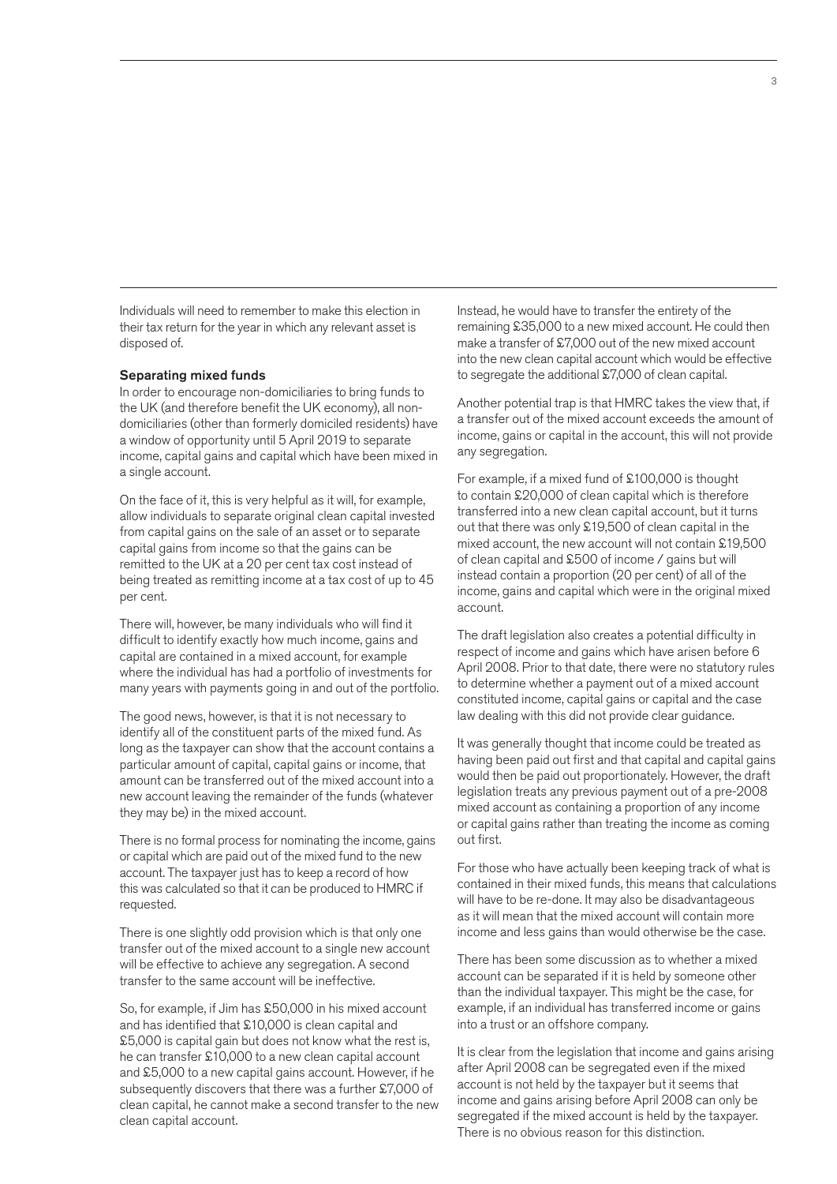Individuals will need to remember to make this election in their tax return for the year in which any relevant asset is disposed of.

### Separating mixed funds

In order to encourage non-domiciliaries to bring funds to the UK (and therefore benefit the UK economy), all non-domiciliaries (other than formerly domiciled residents) have a window of opportunity until 5 April 2019 to separate income, capital gains and capital which have been mixed in a single account.

On the face of it, this is very helpful as it will, for example, allow individuals to separate original clean capital invested from capital gains on the sale of an asset or to separate capital gains from income so that the gains can be remitted to the UK at a 20 per cent tax cost instead of being treated as remitting income at a tax cost of up to 45 per cent.

There will, however, be many individuals who will find it difficult to identify exactly how much income, gains and capital are contained in a mixed account, for example where the individual has had a portfolio of investments for many years with payments going in and out of the portfolio.

The good news, however, is that it is not necessary to identify all of the constituent parts of the mixed fund. As long as the taxpayer can show that the account contains a particular amount of capital, capital gains or income, that amount can be transferred out of the mixed account into a new account leaving the remainder of the funds (whatever they may be) in the mixed account.

There is no formal process for nominating the income, gains or capital which are paid out of the mixed fund to the new account. The taxpayer just has to keep a record of how this was calculated so that it can be produced to HMRC if requested.

There is one slightly odd provision which is that only one transfer out of the mixed account to a single new account will be effective to achieve any segregation. A second transfer to the same account will be ineffective.

So, for example, if Jim has £50,000 in his mixed account and has identified that £10,000 is clean capital and £5,000 is capital gain but does not know what the rest is, he can transfer £10,000 to a new clean capital account and £5,000 to a new capital gains account. However, if he subsequently discovers that there was a further £7,000 of clean capital, he cannot make a second transfer to the new clean capital account.

Instead, he would have to transfer the entirety of the remaining £35,000 to a new mixed account. He could then make a transfer of £7,000 out of the new mixed account into the new clean capital account which would be effective to segregate the additional £7,000 of clean capital.

Another potential trap is that HMRC takes the view that, if a transfer out of the mixed account exceeds the amount of income, gains or capital in the account, this will not provide any segregation.

For example, if a mixed fund of £100,000 is thought to contain £20,000 of clean capital which is therefore transferred into a new clean capital account, but it turns out that there was only £19,500 of clean capital in the mixed account, the new account will not contain £19,500 of clean capital and £500 of income / gains but will instead contain a proportion (20 per cent) of all of the income, gains and capital which were in the original mixed account.

The draft legislation also creates a potential difficulty in respect of income and gains which have arisen before 6 April 2008. Prior to that date, there were no statutory rules to determine whether a payment out of a mixed account constituted income, capital gains or capital and the case law dealing with this did not provide clear guidance.

It was generally thought that income could be treated as having been paid out first and that capital and capital gains would then be paid out proportionately. However, the draft legislation treats any previous payment out of a pre-2008 mixed account as containing a proportion of any income or capital gains rather than treating the income as coming out first.

For those who have actually been keeping track of what is contained in their mixed funds, this means that calculations will have to be re-done. It may also be disadvantageous as it will mean that the mixed account will contain more income and less gains than would otherwise be the case.

There has been some discussion as to whether a mixed account can be separated if it is held by someone other than the individual taxpayer. This might be the case, for example, if an individual has transferred income or gains into a trust or an offshore company.

It is clear from the legislation that income and gains arising after April 2008 can be segregated even if the mixed account is not held by the taxpayer but it seems that income and gains arising before April 2008 can only be segregated if the mixed account is held by the taxpayer. There is no obvious reason for this distinction.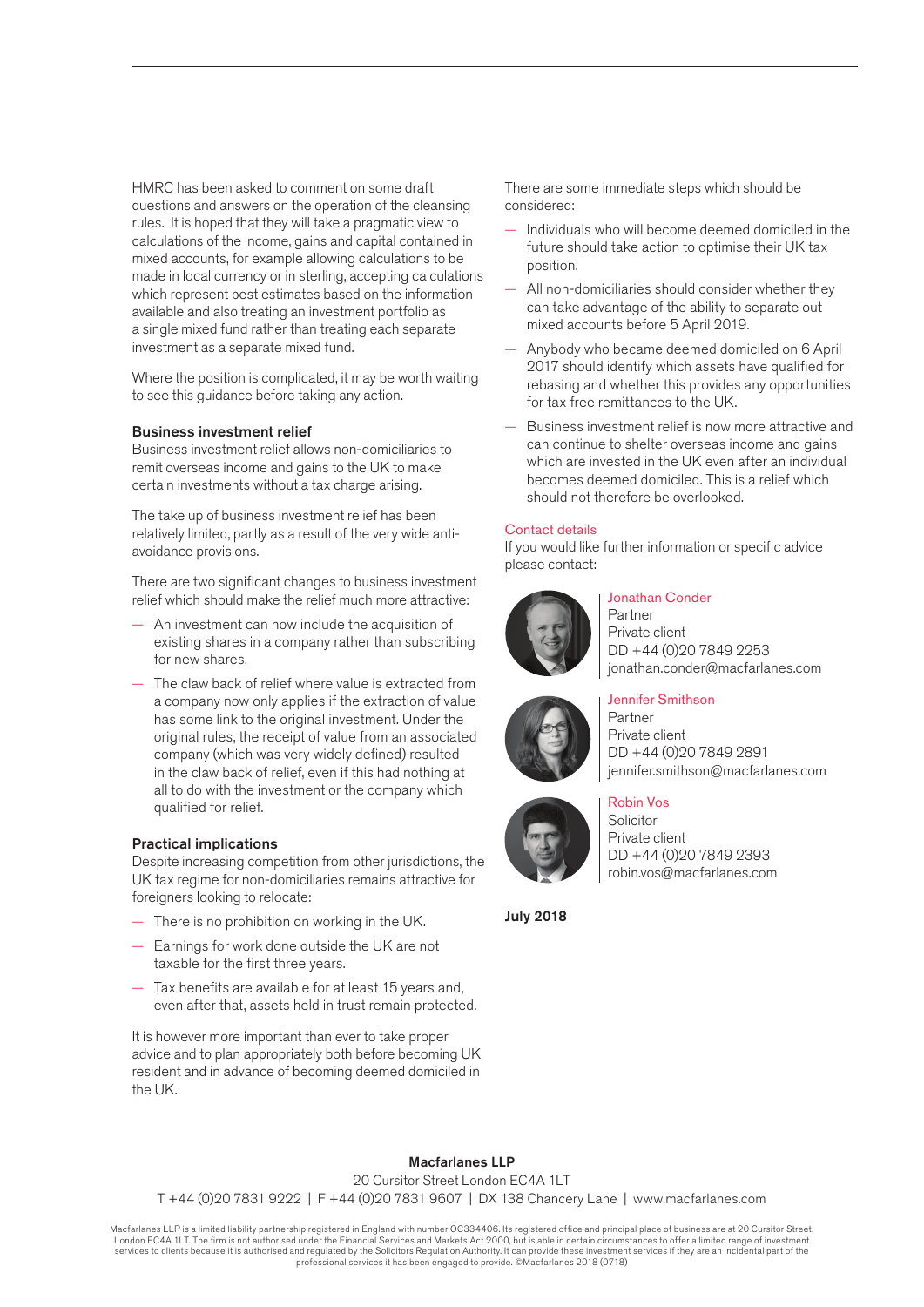HMRC has been asked to comment on some draft questions and answers on the operation of the cleansing rules. It is hoped that they will take a pragmatic view to calculations of the income, gains and capital contained in mixed accounts, for example allowing calculations to be made in local currency or in sterling, accepting calculations which represent best estimates based on the information available and also treating an investment portfolio as a single mixed fund rather than treating each separate investment as a separate mixed fund.

Where the position is complicated, it may be worth waiting to see this guidance before taking any action.

### Business investment relief

Business investment relief allows non-domiciliaries to remit overseas income and gains to the UK to make certain investments without a tax charge arising.

The take up of business investment relief has been relatively limited, partly as a result of the very wide anti-avoidance provisions.

There are two significant changes to business investment relief which should make the relief much more attractive:

- An investment can now include the acquisition of existing shares in a company rather than subscribing for new shares.
- The claw back of relief where value is extracted from a company now only applies if the extraction of value has some link to the original investment. Under the original rules, the receipt of value from an associated company (which was very widely defined) resulted in the claw back of relief, even if this had nothing at all to do with the investment or the company which qualified for relief.

### Practical implications

Despite increasing competition from other jurisdictions, the UK tax regime for non-domiciliaries remains attractive for foreigners looking to relocate:

- There is no prohibition on working in the UK.
- Earnings for work done outside the UK are not taxable for the first three years.
- Tax benefits are available for at least 15 years and, even after that, assets held in trust remain protected.

It is however more important than ever to take proper advice and to plan appropriately both before becoming UK resident and in advance of becoming deemed domiciled in the UK.

There are some immediate steps which should be considered:

- Individuals who will become deemed domiciled in the future should take action to optimise their UK tax position.
- All non-domiciliaries should consider whether they can take advantage of the ability to separate out mixed accounts before 5 April 2019.
- Anybody who became deemed domiciled on 6 April 2017 should identify which assets have qualified for rebasing and whether this provides any opportunities for tax free remittances to the UK.
- Business investment relief is now more attractive and can continue to shelter overseas income and gains which are invested in the UK even after an individual becomes deemed domiciled. This is a relief which should not therefore be overlooked.

### Contact details

If you would like further information or specific advice please contact:

Jonathan Conder
Partner
Private client
DD +44 (0)20 7849 2253
jonathan.conder@macfarlanes.com

Jennifer Smithson
Partner
Private client
DD +44 (0)20 7849 2891
jennifer.smithson@macfarlanes.com

Robin Vos
Solicitor
Private client
DD +44 (0)20 7849 2393
robin.vos@macfarlanes.com

**July 2018**

**Macfarlanes LLP**
20 Cursitor Street London EC4A 1LT
T +44 (0)20 7831 9222 | F +44 (0)20 7831 9607 | DX 138 Chancery Lane | www.macfarlanes.com

Macfarlanes LLP is a limited liability partnership registered in England with number OC334406. Its registered office and principal place of business are at 20 Cursitor Street, London EC4A 1LT. The firm is not authorised under the Financial Services and Markets Act 2000, but is able in certain circumstances to offer a limited range of investment services to clients because it is authorised and regulated by the Solicitors Regulation Authority. It can provide these investment services if they are an incidental part of the professional services it has been engaged to provide. ©Macfarlanes 2018 (0718)